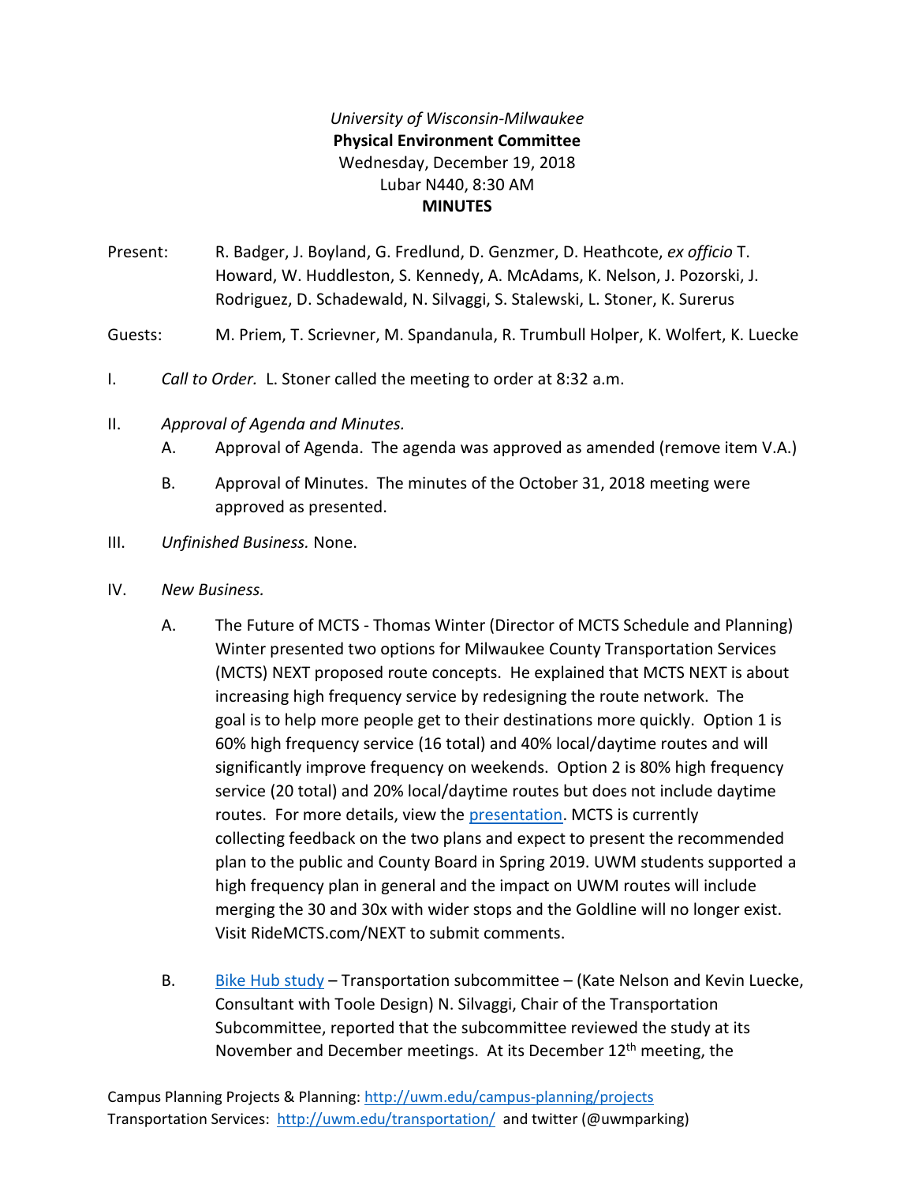*University of Wisconsin-Milwaukee*
**Physical Environment Committee**
Wednesday, December 19, 2018
Lubar N440, 8:30 AM
**MINUTES**

Present: R. Badger, J. Boyland, G. Fredlund, D. Genzmer, D. Heathcote, *ex officio* T. Howard, W. Huddleston, S. Kennedy, A. McAdams, K. Nelson, J. Pozorski, J. Rodriguez, D. Schadewald, N. Silvaggi, S. Stalewski, L. Stoner, K. Surerus

Guests: M. Priem, T. Scrievner, M. Spandanula, R. Trumbull Holper, K. Wolfert, K. Luecke

I. *Call to Order.* L. Stoner called the meeting to order at 8:32 a.m.

II. *Approval of Agenda and Minutes.*

   A. Approval of Agenda. The agenda was approved as amended (remove item V.A.)

   B. Approval of Minutes. The minutes of the October 31, 2018 meeting were approved as presented.

III. *Unfinished Business.* None.

IV. *New Business.*

   A. The Future of MCTS - Thomas Winter (Director of MCTS Schedule and Planning) Winter presented two options for Milwaukee County Transportation Services (MCTS) NEXT proposed route concepts. He explained that MCTS NEXT is about increasing high frequency service by redesigning the route network. The goal is to help more people get to their destinations more quickly. Option 1 is 60% high frequency service (16 total) and 40% local/daytime routes and will significantly improve frequency on weekends. Option 2 is 80% high frequency service (20 total) and 20% local/daytime routes but does not include daytime routes. For more details, view the presentation. MCTS is currently collecting feedback on the two plans and expect to present the recommended plan to the public and County Board in Spring 2019. UWM students supported a high frequency plan in general and the impact on UWM routes will include merging the 30 and 30x with wider stops and the Goldline will no longer exist. Visit RideMCTS.com/NEXT to submit comments.

   B. Bike Hub study – Transportation subcommittee – (Kate Nelson and Kevin Luecke, Consultant with Toole Design) N. Silvaggi, Chair of the Transportation Subcommittee, reported that the subcommittee reviewed the study at its November and December meetings. At its December 12th meeting, the

Campus Planning Projects & Planning: http://uwm.edu/campus-planning/projects
Transportation Services: http://uwm.edu/transportation/ and twitter (@uwmparking)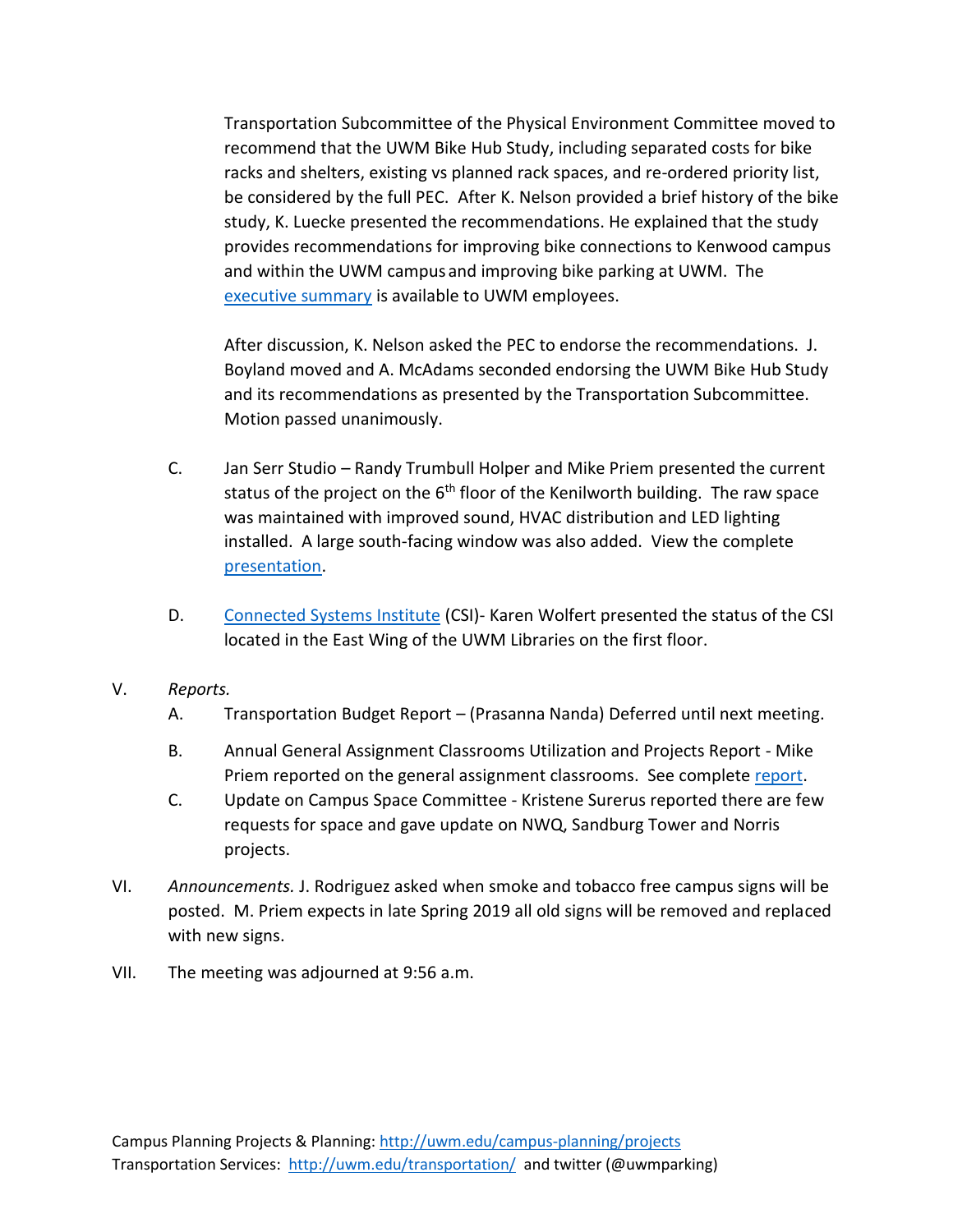Transportation Subcommittee of the Physical Environment Committee moved to recommend that the UWM Bike Hub Study, including separated costs for bike racks and shelters, existing vs planned rack spaces, and re-ordered priority list, be considered by the full PEC. After K. Nelson provided a brief history of the bike study, K. Luecke presented the recommendations. He explained that the study provides recommendations for improving bike connections to Kenwood campus and within the UWM campus and improving bike parking at UWM. The executive summary is available to UWM employees.

After discussion, K. Nelson asked the PEC to endorse the recommendations. J. Boyland moved and A. McAdams seconded endorsing the UWM Bike Hub Study and its recommendations as presented by the Transportation Subcommittee. Motion passed unanimously.

C. Jan Serr Studio – Randy Trumbull Holper and Mike Priem presented the current status of the project on the 6th floor of the Kenilworth building. The raw space was maintained with improved sound, HVAC distribution and LED lighting installed. A large south-facing window was also added. View the complete presentation.

D. Connected Systems Institute (CSI)- Karen Wolfert presented the status of the CSI located in the East Wing of the UWM Libraries on the first floor.

V. *Reports.*

A. Transportation Budget Report – (Prasanna Nanda) Deferred until next meeting.

B. Annual General Assignment Classrooms Utilization and Projects Report - Mike Priem reported on the general assignment classrooms. See complete report.

C. Update on Campus Space Committee - Kristene Surerus reported there are few requests for space and gave update on NWQ, Sandburg Tower and Norris projects.

VI. *Announcements.* J. Rodriguez asked when smoke and tobacco free campus signs will be posted. M. Priem expects in late Spring 2019 all old signs will be removed and replaced with new signs.

VII. The meeting was adjourned at 9:56 a.m.

Campus Planning Projects & Planning: http://uwm.edu/campus-planning/projects
Transportation Services: http://uwm.edu/transportation/ and twitter (@uwmparking)